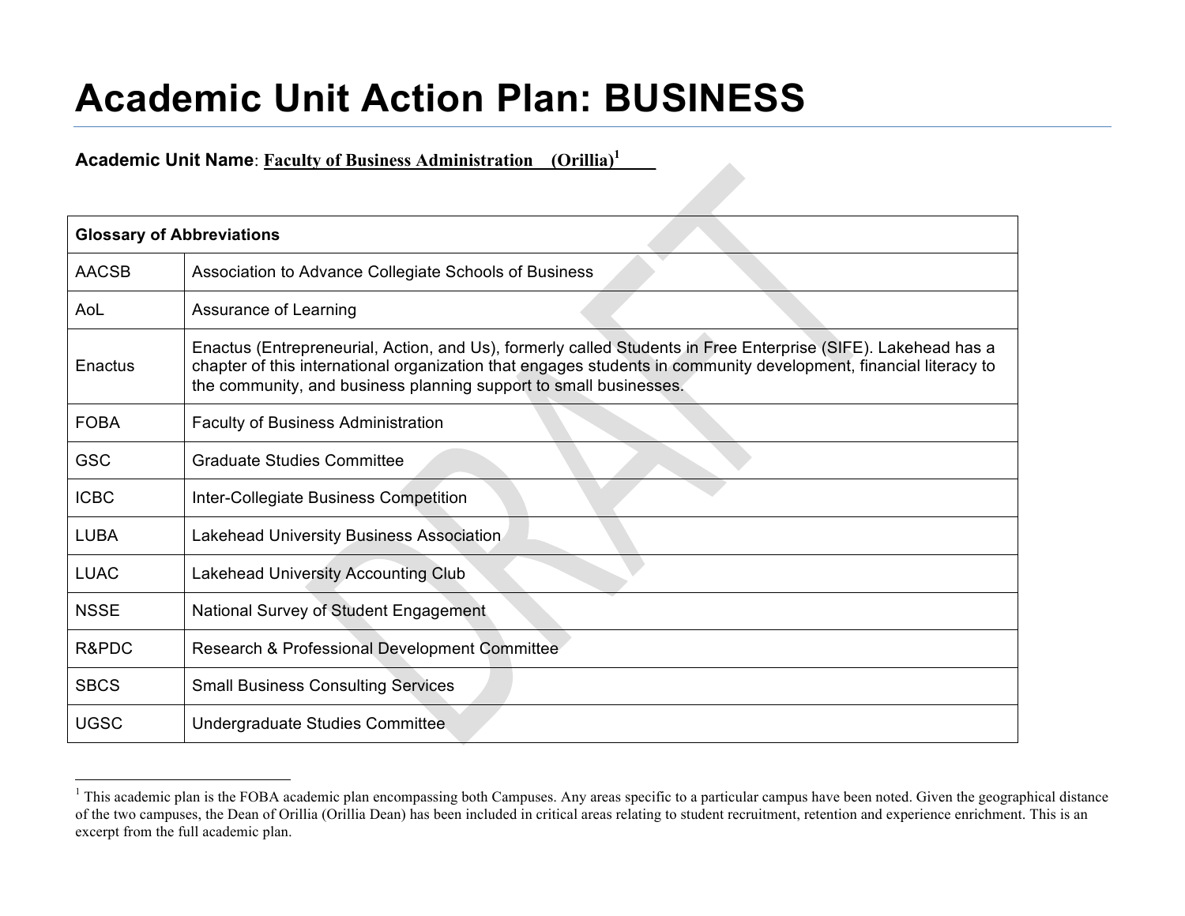# Academic Unit Action Plan: BUSINESS

**Academic Unit Name**: Faculty of Business Administration (Orillia)[1]

| Glossary of Abbreviations | |
|---|---|
| AACSB | Association to Advance Collegiate Schools of Business |
| AoL | Assurance of Learning |
| Enactus | Enactus (Entrepreneurial, Action, and Us), formerly called Students in Free Enterprise (SIFE). Lakehead has a chapter of this international organization that engages students in community development, financial literacy to the community, and business planning support to small businesses. |
| FOBA | Faculty of Business Administration |
| GSC | Graduate Studies Committee |
| ICBC | Inter-Collegiate Business Competition |
| LUBA | Lakehead University Business Association |
| LUAC | Lakehead University Accounting Club |
| NSSE | National Survey of Student Engagement |
| R&PDC | Research & Professional Development Committee |
| SBCS | Small Business Consulting Services |
| UGSC | Undergraduate Studies Committee |

[1] This academic plan is the FOBA academic plan encompassing both Campuses. Any areas specific to a particular campus have been noted. Given the geographical distance of the two campuses, the Dean of Orillia (Orillia Dean) has been included in critical areas relating to student recruitment, retention and experience enrichment. This is an excerpt from the full academic plan.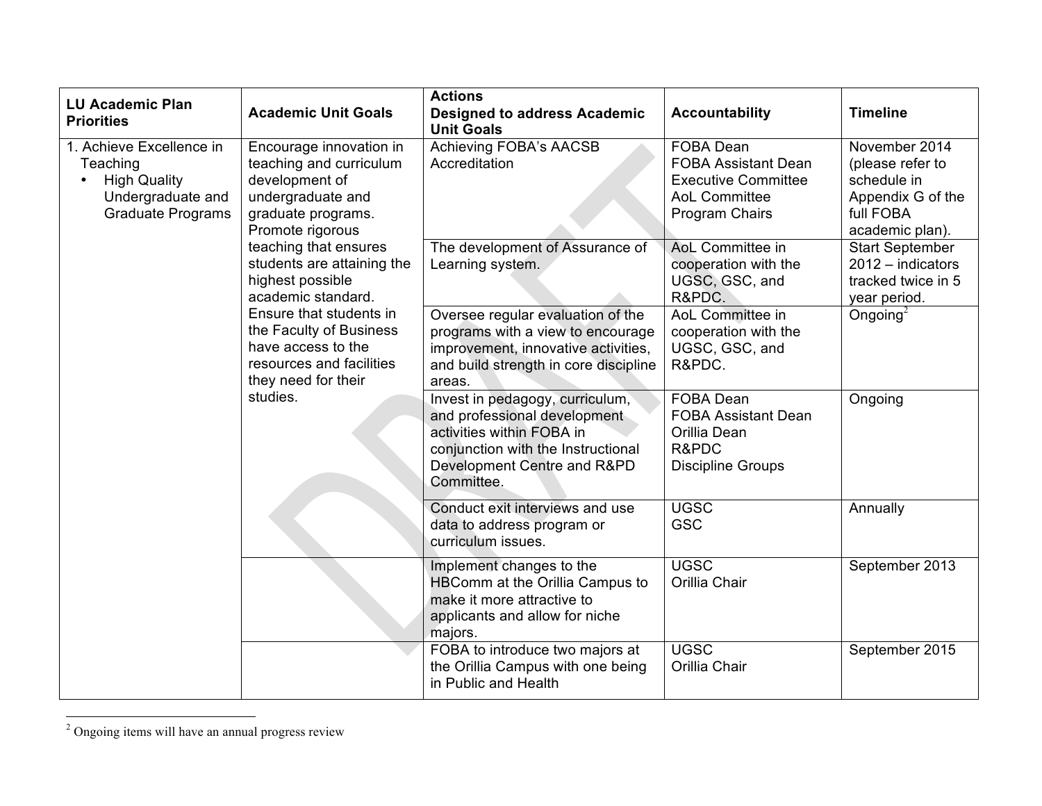| LU Academic Plan Priorities | Academic Unit Goals | Actions Designed to address Academic Unit Goals | Accountability | Timeline |
|---|---|---|---|---|
| 1. Achieve Excellence in Teaching<br>• High Quality Undergraduate and Graduate Programs | Encourage innovation in teaching and curriculum development of undergraduate and graduate programs.<br>Promote rigorous teaching that ensures students are attaining the highest possible academic standard.<br>Ensure that students in the Faculty of Business have access to the resources and facilities they need for their studies. | Achieving FOBA's AACSB Accreditation | FOBA Dean<br>FOBA Assistant Dean<br>Executive Committee<br>AoL Committee<br>Program Chairs | November 2014 (please refer to schedule in Appendix G of the full FOBA academic plan). |
| | | The development of Assurance of Learning system. | AoL Committee in cooperation with the UGSC, GSC, and R&PDC. | Start September 2012 – indicators tracked twice in 5 year period. |
| | | Oversee regular evaluation of the programs with a view to encourage improvement, innovative activities, and build strength in core discipline areas. | AoL Committee in cooperation with the UGSC, GSC, and R&PDC. | Ongoing[2] |
| | | Invest in pedagogy, curriculum, and professional development activities within FOBA in conjunction with the Instructional Development Centre and R&PD Committee. | FOBA Dean<br>FOBA Assistant Dean<br>Orillia Dean<br>R&PDC<br>Discipline Groups | Ongoing |
| | | Conduct exit interviews and use data to address program or curriculum issues. | UGSC<br>GSC | Annually |
| | | Implement changes to the HBComm at the Orillia Campus to make it more attractive to applicants and allow for niche majors. | UGSC<br>Orillia Chair | September 2013 |
| | | FOBA to introduce two majors at the Orillia Campus with one being in Public and Health | UGSC<br>Orillia Chair | September 2015 |

[2] Ongoing items will have an annual progress review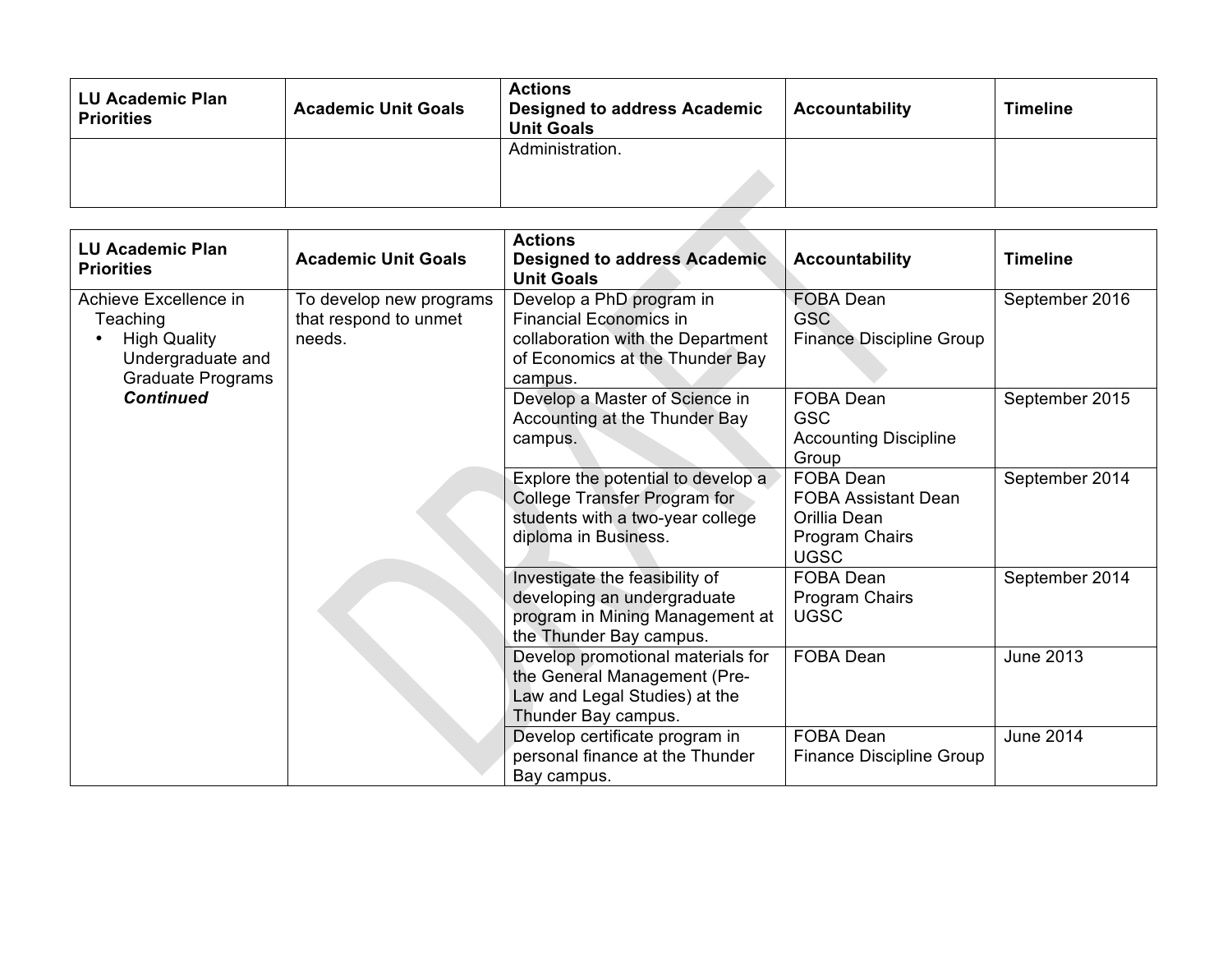| LU Academic Plan Priorities | Academic Unit Goals | Actions Designed to address Academic Unit Goals | Accountability | Timeline |
|---|---|---|---|---|
| | | Administration. | | |

| LU Academic Plan Priorities | Academic Unit Goals | Actions Designed to address Academic Unit Goals | Accountability | Timeline |
|---|---|---|---|---|
| Achieve Excellence in Teaching<br>• High Quality Undergraduate and Graduate Programs ***Continued*** | To develop new programs that respond to unmet needs. | Develop a PhD program in Financial Economics in collaboration with the Department of Economics at the Thunder Bay campus. | FOBA Dean<br>GSC<br>Finance Discipline Group | September 2016 |
| | | Develop a Master of Science in Accounting at the Thunder Bay campus. | FOBA Dean<br>GSC<br>Accounting Discipline Group | September 2015 |
| | | Explore the potential to develop a College Transfer Program for students with a two-year college diploma in Business. | FOBA Dean<br>FOBA Assistant Dean<br>Orillia Dean<br>Program Chairs<br>UGSC | September 2014 |
| | | Investigate the feasibility of developing an undergraduate program in Mining Management at the Thunder Bay campus. | FOBA Dean<br>Program Chairs<br>UGSC | September 2014 |
| | | Develop promotional materials for the General Management (Pre-Law and Legal Studies) at the Thunder Bay campus. | FOBA Dean | June 2013 |
| | | Develop certificate program in personal finance at the Thunder Bay campus. | FOBA Dean<br>Finance Discipline Group | June 2014 |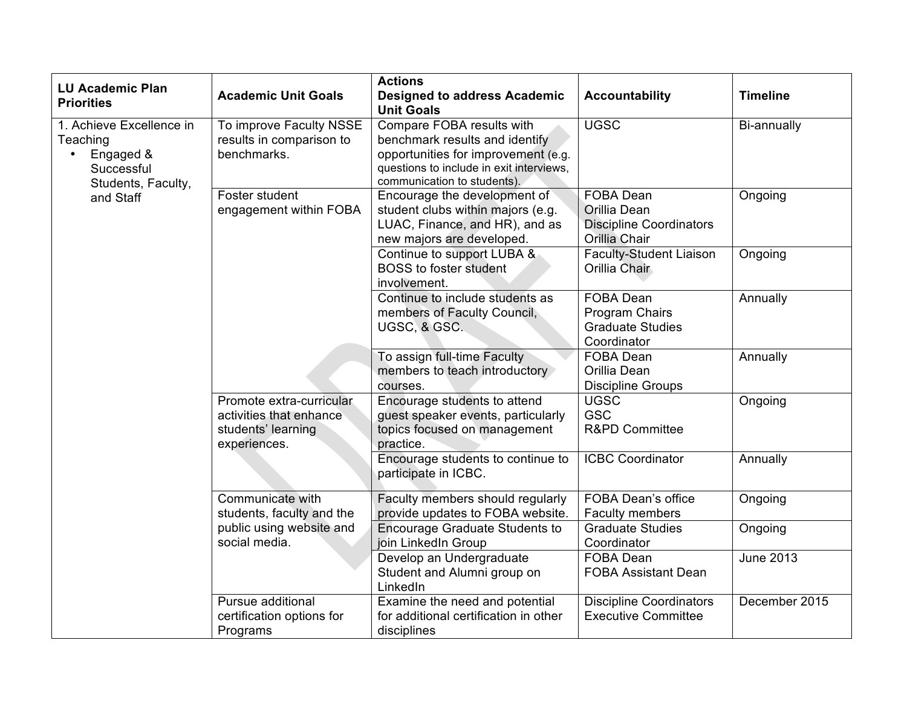| LU Academic Plan Priorities | Academic Unit Goals | Actions Designed to address Academic Unit Goals | Accountability | Timeline |
|---|---|---|---|---|
| 1. Achieve Excellence in Teaching <br>• Engaged & Successful Students, Faculty, and Staff | To improve Faculty NSSE results in comparison to benchmarks. | Compare FOBA results with benchmark results and identify opportunities for improvement (e.g. questions to include in exit interviews, communication to students). | UGSC | Bi-annually |
| | Foster student engagement within FOBA | Encourage the development of student clubs within majors (e.g. LUAC, Finance, and HR), and as new majors are developed. | FOBA Dean<br>Orillia Dean<br>Discipline Coordinators<br>Orillia Chair | Ongoing |
| | | Continue to support LUBA & BOSS to foster student involvement. | Faculty-Student Liaison<br>Orillia Chair | Ongoing |
| | | Continue to include students as members of Faculty Council, UGSC, & GSC. | FOBA Dean<br>Program Chairs<br>Graduate Studies Coordinator | Annually |
| | | To assign full-time Faculty members to teach introductory courses. | FOBA Dean<br>Orillia Dean<br>Discipline Groups | Annually |
| | Promote extra-curricular activities that enhance students' learning experiences. | Encourage students to attend guest speaker events, particularly topics focused on management practice. | UGSC<br>GSC<br>R&PD Committee | Ongoing |
| | | Encourage students to continue to participate in ICBC. | ICBC Coordinator | Annually |
| | Communicate with students, faculty and the public using website and social media. | Faculty members should regularly provide updates to FOBA website. | FOBA Dean's office<br>Faculty members | Ongoing |
| | | Encourage Graduate Students to join LinkedIn Group | Graduate Studies Coordinator | Ongoing |
| | | Develop an Undergraduate Student and Alumni group on LinkedIn | FOBA Dean<br>FOBA Assistant Dean | June 2013 |
| | Pursue additional certification options for Programs | Examine the need and potential for additional certification in other disciplines | Discipline Coordinators<br>Executive Committee | December 2015 |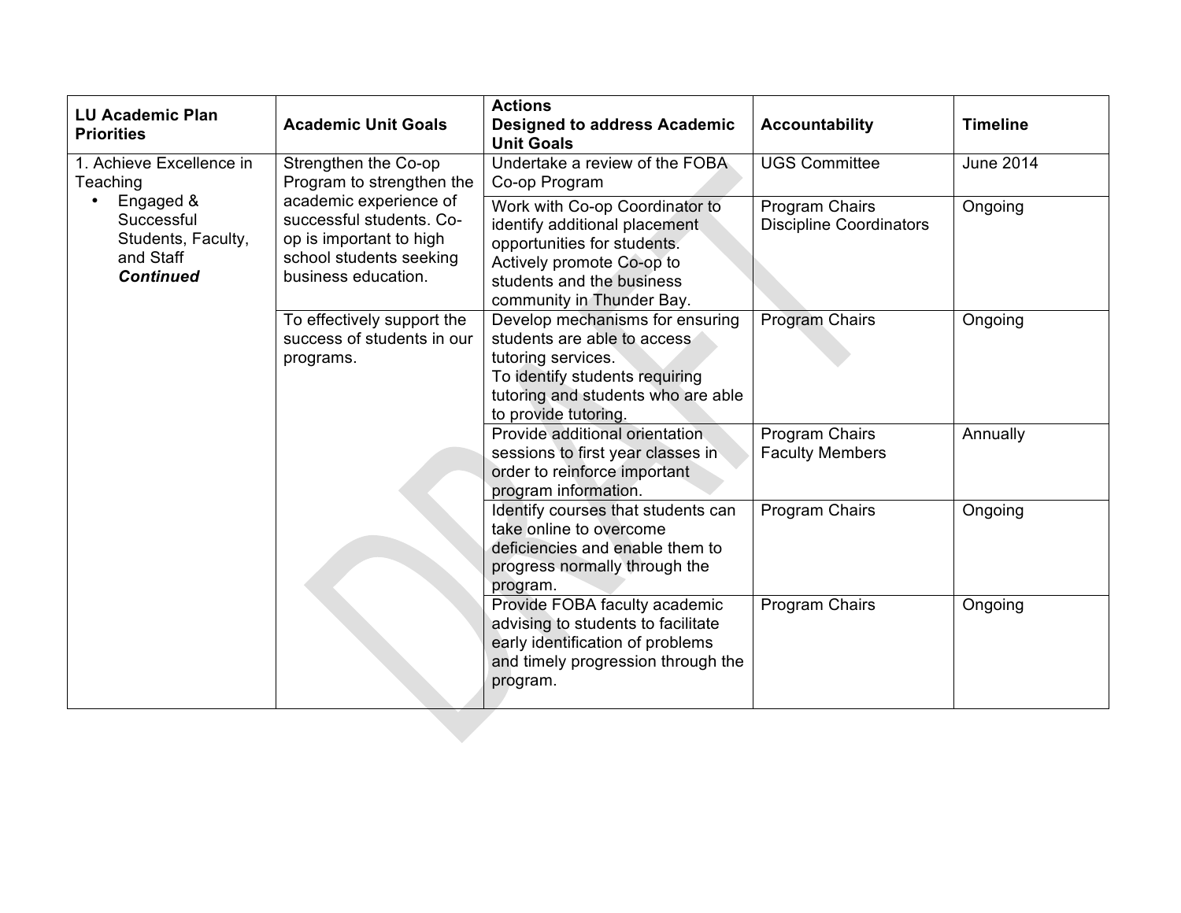| LU Academic Plan Priorities | Academic Unit Goals | Actions Designed to address Academic Unit Goals | Accountability | Timeline |
|---|---|---|---|---|
| 1. Achieve Excellence in Teaching<br>• Engaged & Successful Students, Faculty, and Staff ***Continued*** | Strengthen the Co-op Program to strengthen the academic experience of successful students. Co-op is important to high school students seeking business education. | Undertake a review of the FOBA Co-op Program | UGS Committee | June 2014 |
| | | Work with Co-op Coordinator to identify additional placement opportunities for students. Actively promote Co-op to students and the business community in Thunder Bay. | Program Chairs<br>Discipline Coordinators | Ongoing |
| | To effectively support the success of students in our programs. | Develop mechanisms for ensuring students are able to access tutoring services. To identify students requiring tutoring and students who are able to provide tutoring. | Program Chairs | Ongoing |
| | | Provide additional orientation sessions to first year classes in order to reinforce important program information. | Program Chairs<br>Faculty Members | Annually |
| | | Identify courses that students can take online to overcome deficiencies and enable them to progress normally through the program. | Program Chairs | Ongoing |
| | | Provide FOBA faculty academic advising to students to facilitate early identification of problems and timely progression through the program. | Program Chairs | Ongoing |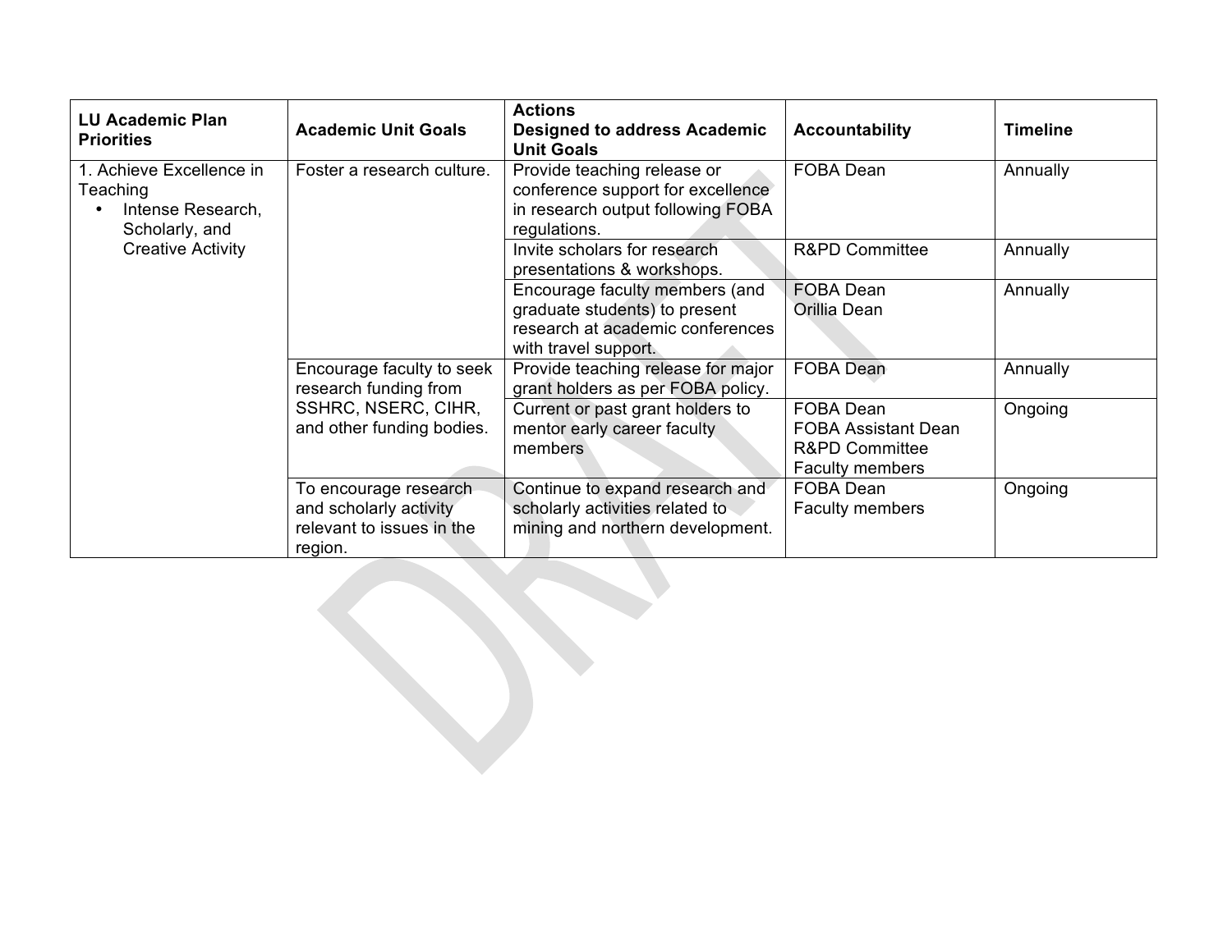| LU Academic Plan Priorities | Academic Unit Goals | Actions Designed to address Academic Unit Goals | Accountability | Timeline |
|---|---|---|---|---|
| 1. Achieve Excellence in Teaching<br>• Intense Research, Scholarly, and Creative Activity | Foster a research culture. | Provide teaching release or conference support for excellence in research output following FOBA regulations. | FOBA Dean | Annually |
| | | Invite scholars for research presentations & workshops. | R&PD Committee | Annually |
| | | Encourage faculty members (and graduate students) to present research at academic conferences with travel support. | FOBA Dean<br>Orillia Dean | Annually |
| | Encourage faculty to seek research funding from SSHRC, NSERC, CIHR, and other funding bodies. | Provide teaching release for major grant holders as per FOBA policy. | FOBA Dean | Annually |
| | | Current or past grant holders to mentor early career faculty members | FOBA Dean<br>FOBA Assistant Dean<br>R&PD Committee<br>Faculty members | Ongoing |
| | To encourage research and scholarly activity relevant to issues in the region. | Continue to expand research and scholarly activities related to mining and northern development. | FOBA Dean<br>Faculty members | Ongoing |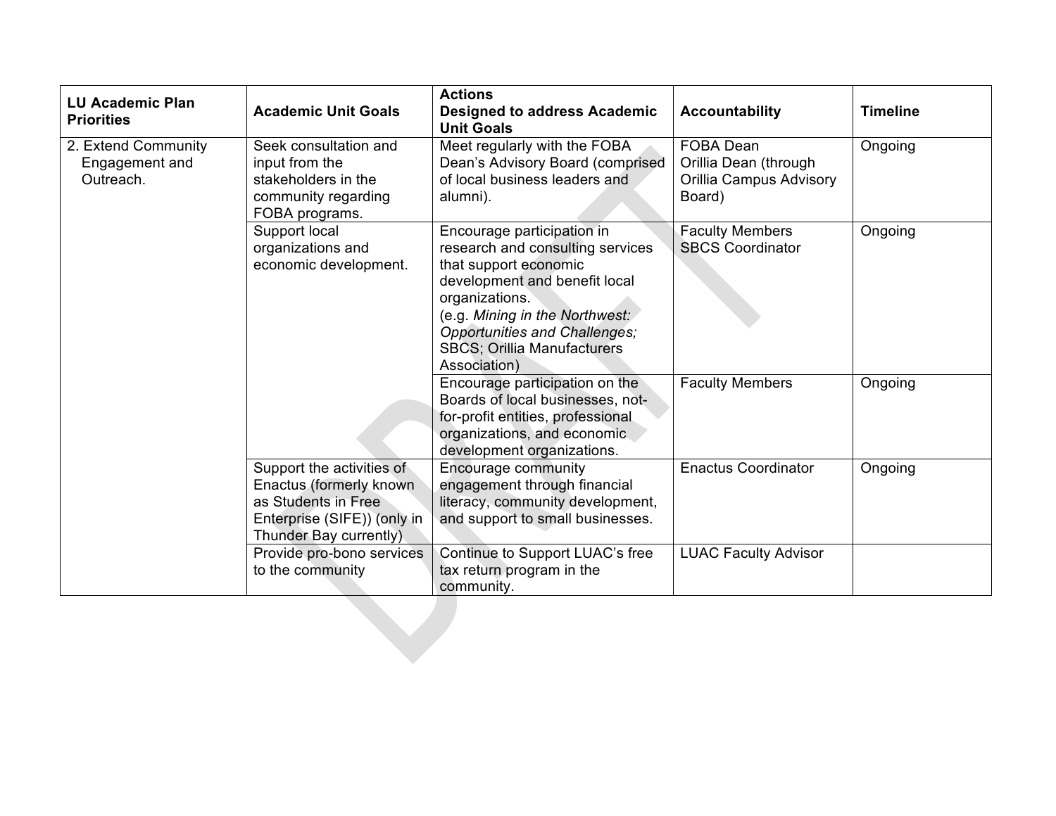| LU Academic Plan Priorities | Academic Unit Goals | Actions Designed to address Academic Unit Goals | Accountability | Timeline |
|---|---|---|---|---|
| 2. Extend Community Engagement and Outreach. | Seek consultation and input from the stakeholders in the community regarding FOBA programs. | Meet regularly with the FOBA Dean's Advisory Board (comprised of local business leaders and alumni). | FOBA Dean<br>Orillia Dean (through Orillia Campus Advisory Board) | Ongoing |
| | Support local organizations and economic development. | Encourage participation in research and consulting services that support economic development and benefit local organizations.<br>(e.g. *Mining in the Northwest: Opportunities and Challenges;* SBCS; Orillia Manufacturers Association) | Faculty Members<br>SBCS Coordinator | Ongoing |
| | | Encourage participation on the Boards of local businesses, not-for-profit entities, professional organizations, and economic development organizations. | Faculty Members | Ongoing |
| | Support the activities of Enactus (formerly known as Students in Free Enterprise (SIFE)) (only in Thunder Bay currently) | Encourage community engagement through financial literacy, community development, and support to small businesses. | Enactus Coordinator | Ongoing |
| | Provide pro-bono services to the community | Continue to Support LUAC's free tax return program in the community. | LUAC Faculty Advisor | |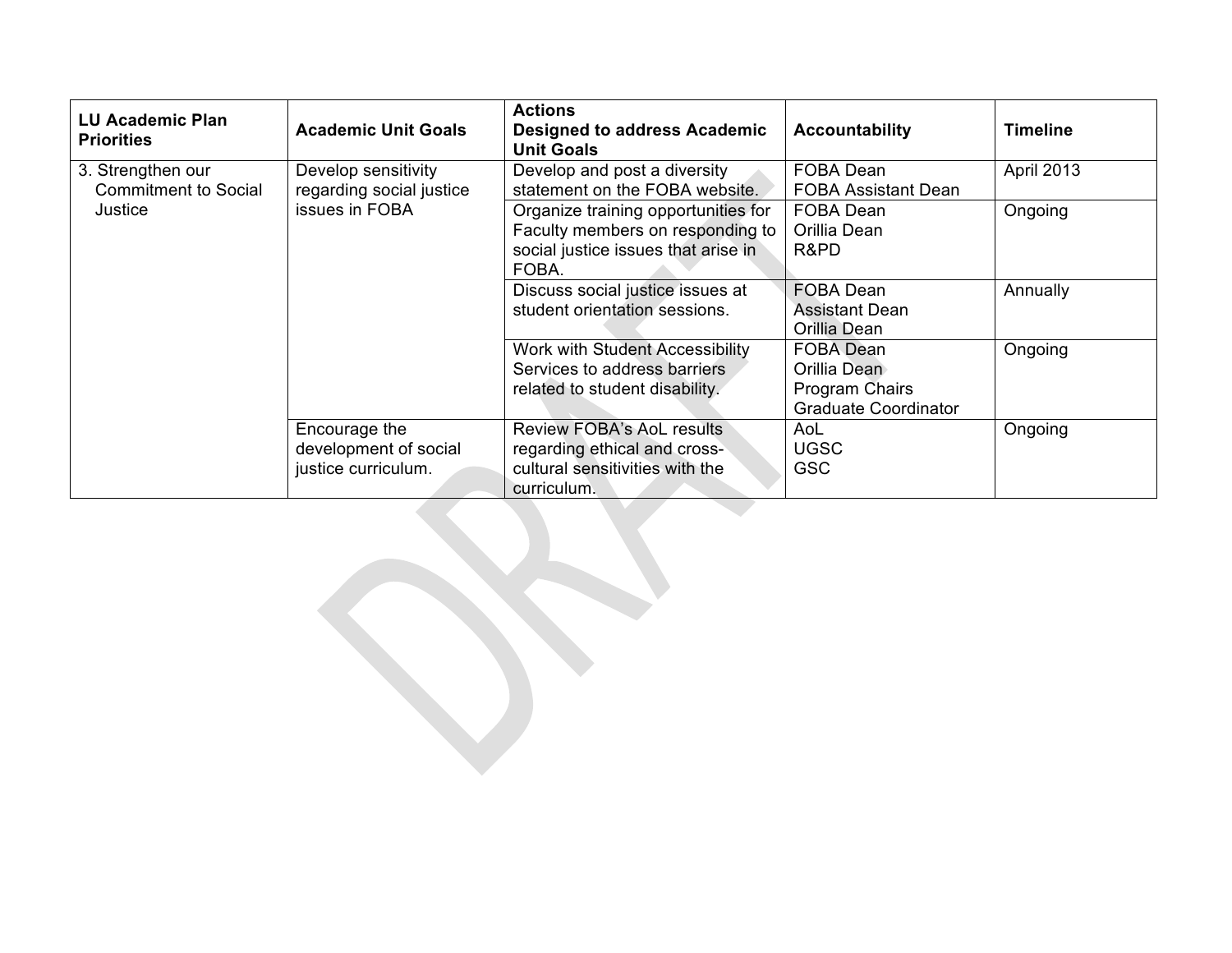| LU Academic Plan Priorities | Academic Unit Goals | Actions Designed to address Academic Unit Goals | Accountability | Timeline |
|---|---|---|---|---|
| 3. Strengthen our Commitment to Social Justice | Develop sensitivity regarding social justice issues in FOBA | Develop and post a diversity statement on the FOBA website. | FOBA Dean<br>FOBA Assistant Dean | April 2013 |
| | | Organize training opportunities for Faculty members on responding to social justice issues that arise in FOBA. | FOBA Dean<br>Orillia Dean<br>R&PD | Ongoing |
| | | Discuss social justice issues at student orientation sessions. | FOBA Dean<br>Assistant Dean<br>Orillia Dean | Annually |
| | | Work with Student Accessibility Services to address barriers related to student disability. | FOBA Dean<br>Orillia Dean<br>Program Chairs<br>Graduate Coordinator | Ongoing |
| | Encourage the development of social justice curriculum. | Review FOBA's AoL results regarding ethical and cross-cultural sensitivities with the curriculum. | AoL<br>UGSC<br>GSC | Ongoing |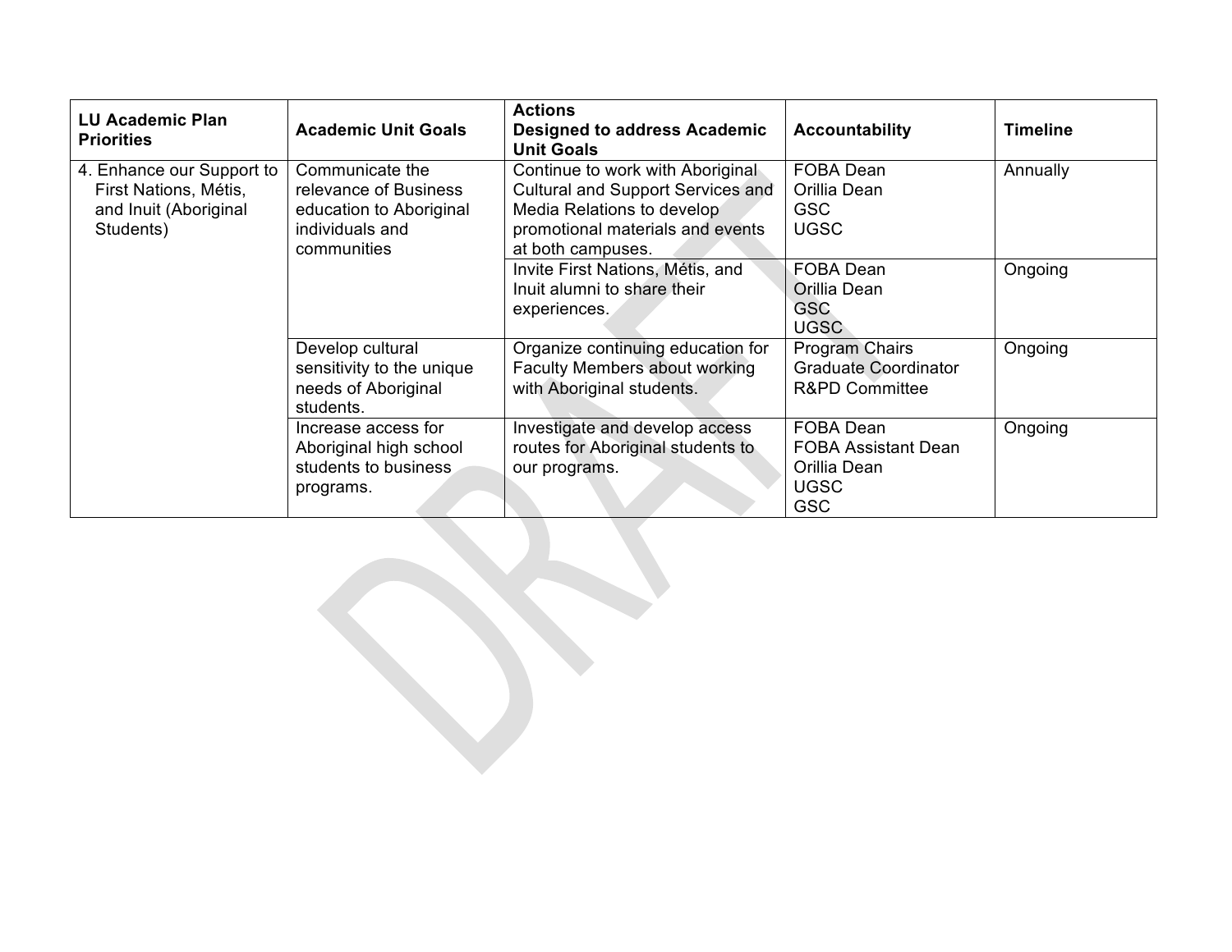| LU Academic Plan Priorities | Academic Unit Goals | Actions Designed to address Academic Unit Goals | Accountability | Timeline |
|---|---|---|---|---|
| 4. Enhance our Support to First Nations, Métis, and Inuit (Aboriginal Students) | Communicate the relevance of Business education to Aboriginal individuals and communities | Continue to work with Aboriginal Cultural and Support Services and Media Relations to develop promotional materials and events at both campuses. | FOBA Dean<br>Orillia Dean<br>GSC<br>UGSC | Annually |
| | | Invite First Nations, Métis, and Inuit alumni to share their experiences. | FOBA Dean<br>Orillia Dean<br>GSC<br>UGSC | Ongoing |
| | Develop cultural sensitivity to the unique needs of Aboriginal students. | Organize continuing education for Faculty Members about working with Aboriginal students. | Program Chairs<br>Graduate Coordinator<br>R&PD Committee | Ongoing |
| | Increase access for Aboriginal high school students to business programs. | Investigate and develop access routes for Aboriginal students to our programs. | FOBA Dean<br>FOBA Assistant Dean<br>Orillia Dean<br>UGSC<br>GSC | Ongoing |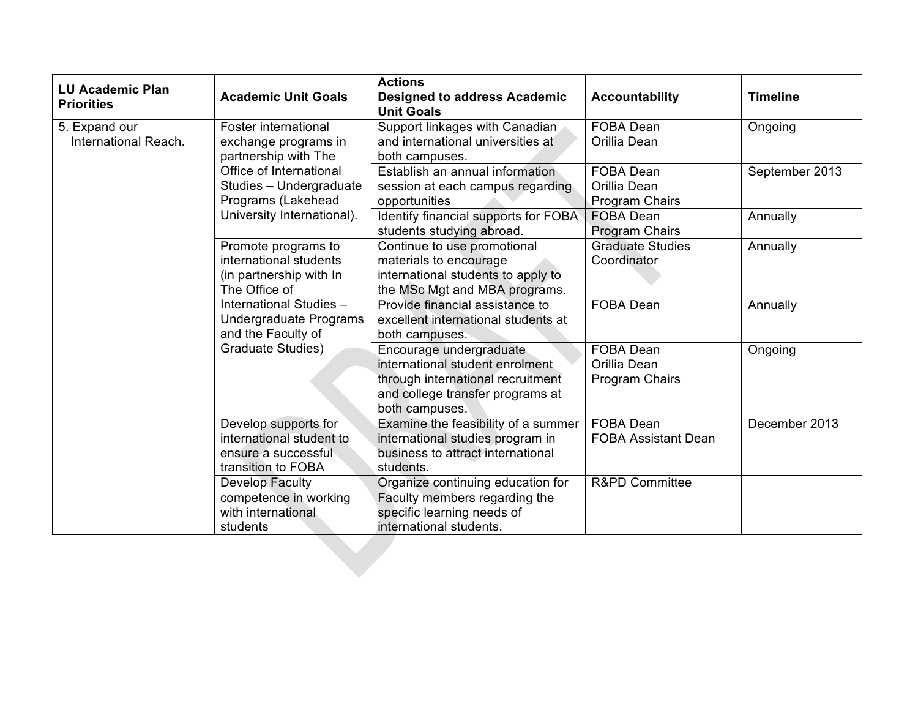| LU Academic Plan Priorities | Academic Unit Goals | Actions Designed to address Academic Unit Goals | Accountability | Timeline |
|---|---|---|---|---|
| 5. Expand our International Reach. | Foster international exchange programs in partnership with The Office of International Studies – Undergraduate Programs (Lakehead University International). | Support linkages with Canadian and international universities at both campuses. | FOBA Dean<br>Orillia Dean | Ongoing |
| | | Establish an annual information session at each campus regarding opportunities | FOBA Dean<br>Orillia Dean<br>Program Chairs | September 2013 |
| | | Identify financial supports for FOBA students studying abroad. | FOBA Dean<br>Program Chairs | Annually |
| | Promote programs to international students (in partnership with In The Office of International Studies – Undergraduate Programs and the Faculty of Graduate Studies) | Continue to use promotional materials to encourage international students to apply to the MSc Mgt and MBA programs. | Graduate Studies Coordinator | Annually |
| | | Provide financial assistance to excellent international students at both campuses. | FOBA Dean | Annually |
| | | Encourage undergraduate international student enrolment through international recruitment and college transfer programs at both campuses. | FOBA Dean<br>Orillia Dean<br>Program Chairs | Ongoing |
| | Develop supports for international student to ensure a successful transition to FOBA | Examine the feasibility of a summer international studies program in business to attract international students. | FOBA Dean<br>FOBA Assistant Dean | December 2013 |
| | Develop Faculty competence in working with international students | Organize continuing education for Faculty members regarding the specific learning needs of international students. | R&PD Committee | |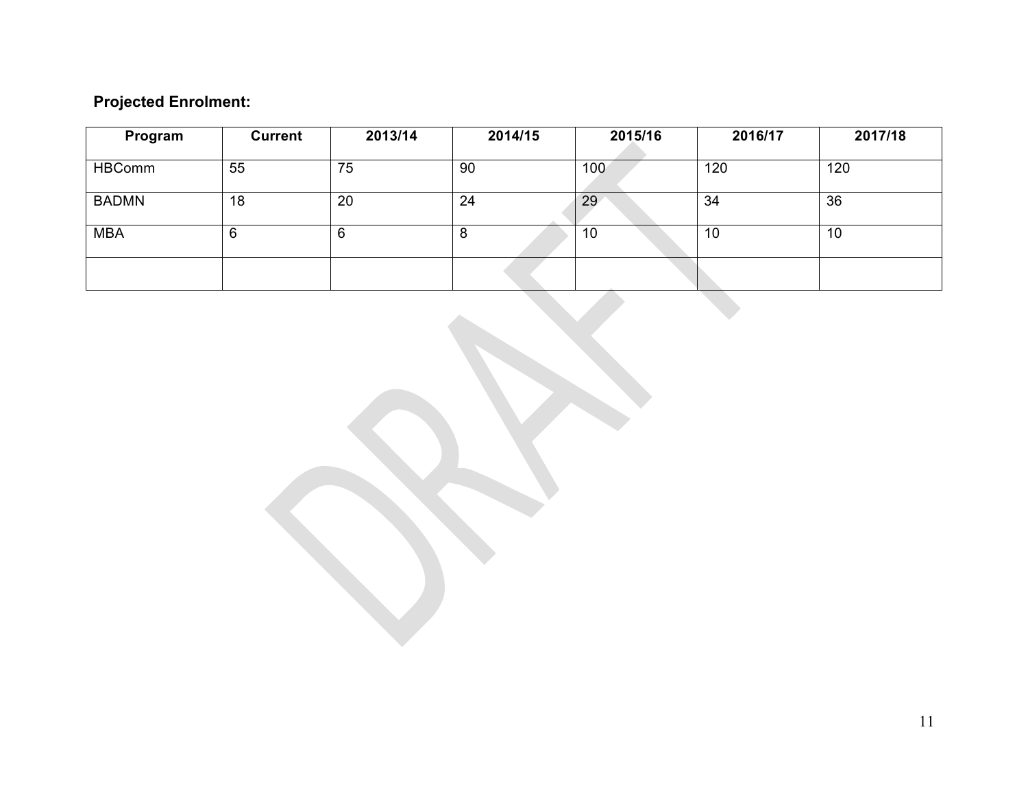**Projected Enrolment:**

| Program | Current | 2013/14 | 2014/15 | 2015/16 | 2016/17 | 2017/18 |
|---|---|---|---|---|---|---|
| HBComm | 55 | 75 | 90 | 100 | 120 | 120 |
| BADMN | 18 | 20 | 24 | 29 | 34 | 36 |
| MBA | 6 | 6 | 8 | 10 | 10 | 10 |
| | | | | | | |